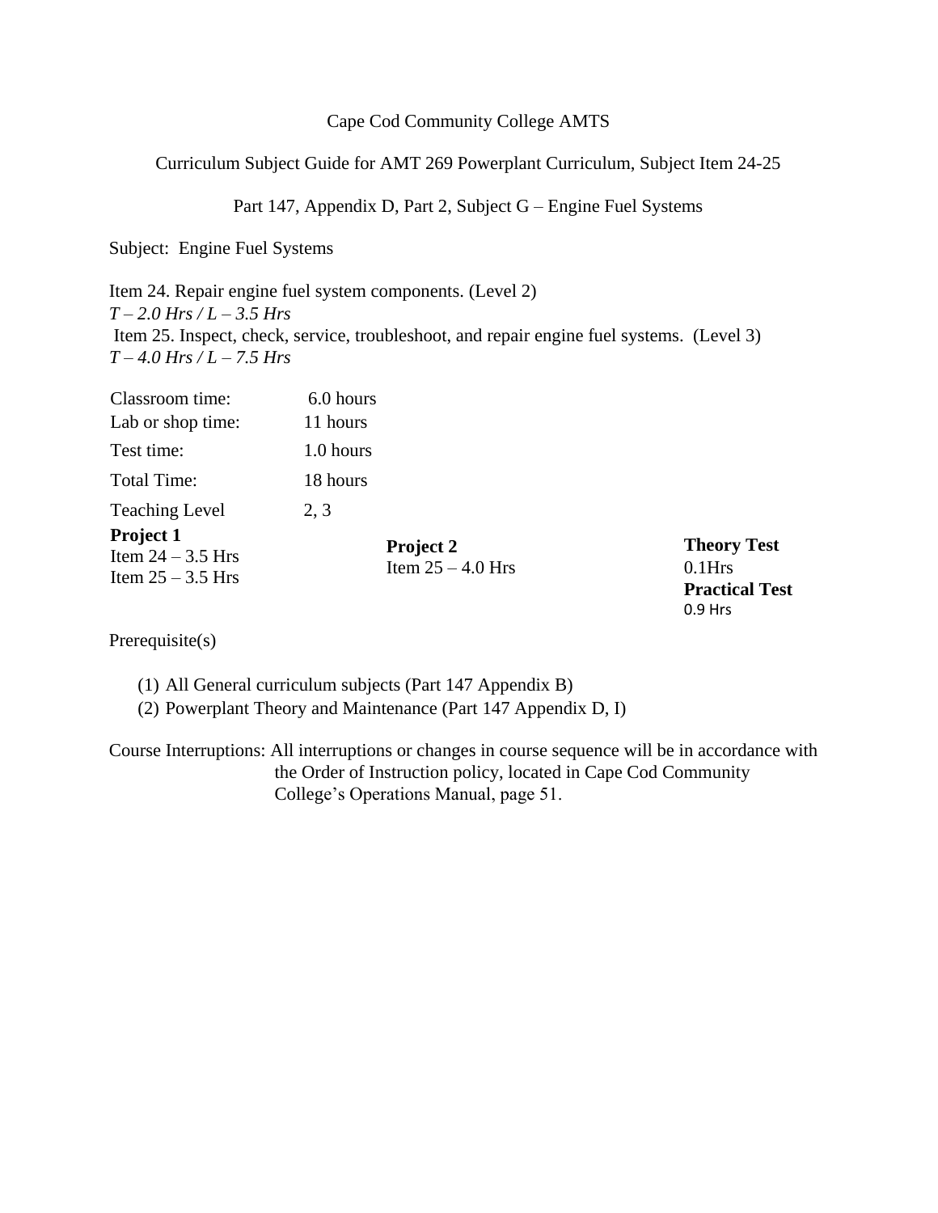Cape Cod Community College AMTS

Curriculum Subject Guide for AMT 269 Powerplant Curriculum, Subject Item 24-25

Part 147, Appendix D, Part 2, Subject G – Engine Fuel Systems

Subject: Engine Fuel Systems

Item 24. Repair engine fuel system components. (Level 2)
*T – 2.0 Hrs / L – 3.5 Hrs*
Item 25. Inspect, check, service, troubleshoot, and repair engine fuel systems. (Level 3)
*T – 4.0 Hrs / L – 7.5 Hrs*

| | |
|---|---|
| Classroom time: | 6.0 hours |
| Lab or shop time: | 11 hours |
| Test time: | 1.0 hours |
| Total Time: | 18 hours |
| Teaching Level | 2, 3 |

| **Project 1** | **Project 2** | **Theory Test** |
|---|---|---|
| Item 24 – 3.5 Hrs | Item 25 – 4.0 Hrs | 0.1Hrs |
| Item 25 – 3.5 Hrs | | **Practical Test** |
| | | 0.9 Hrs |

Prerequisite(s)

(1) All General curriculum subjects (Part 147 Appendix B)
(2) Powerplant Theory and Maintenance (Part 147 Appendix D, I)

Course Interruptions: All interruptions or changes in course sequence will be in accordance with the Order of Instruction policy, located in Cape Cod Community College's Operations Manual, page 51.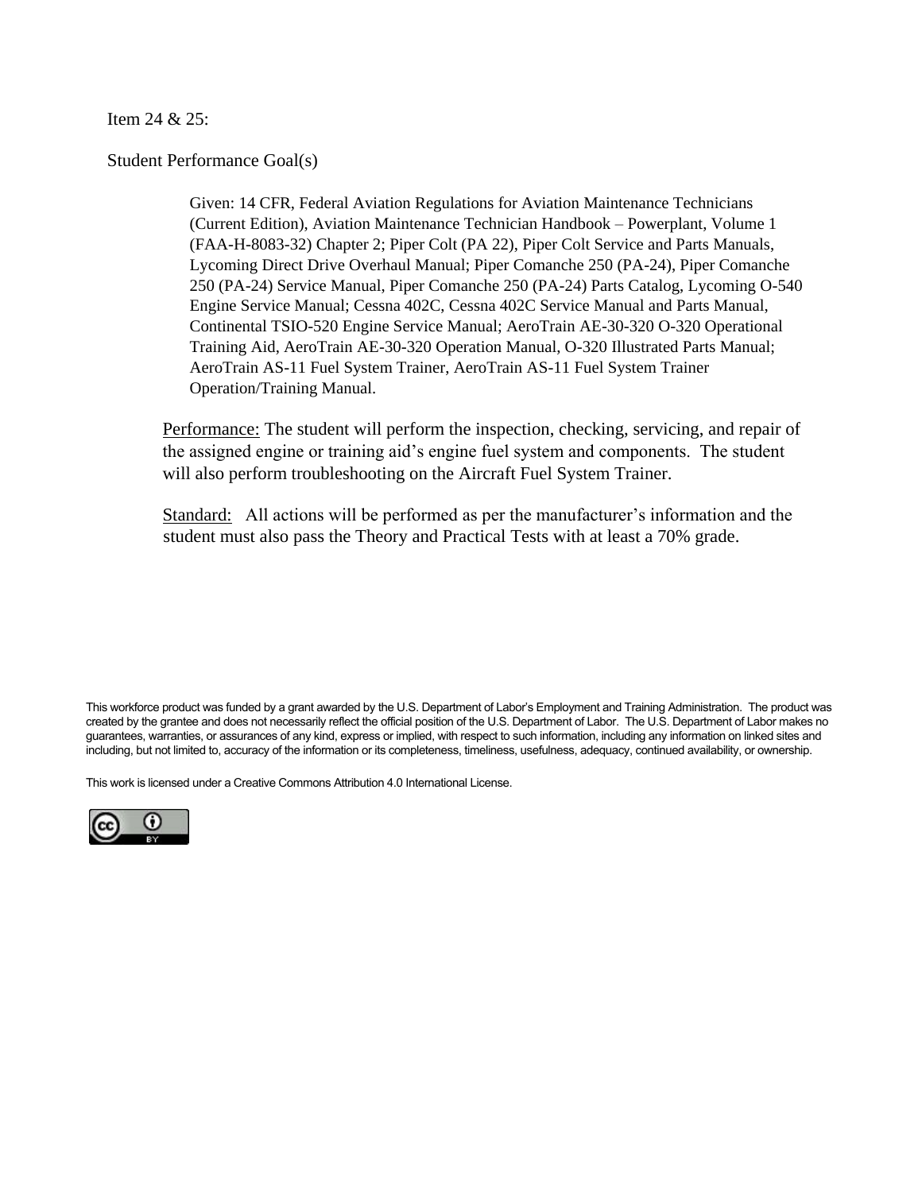Item 24 & 25:

Student Performance Goal(s)

> Given: 14 CFR, Federal Aviation Regulations for Aviation Maintenance Technicians (Current Edition), Aviation Maintenance Technician Handbook – Powerplant, Volume 1 (FAA-H-8083-32) Chapter 2; Piper Colt (PA 22), Piper Colt Service and Parts Manuals, Lycoming Direct Drive Overhaul Manual; Piper Comanche 250 (PA-24), Piper Comanche 250 (PA-24) Service Manual, Piper Comanche 250 (PA-24) Parts Catalog, Lycoming O-540 Engine Service Manual; Cessna 402C, Cessna 402C Service Manual and Parts Manual, Continental TSIO-520 Engine Service Manual; AeroTrain AE-30-320 O-320 Operational Training Aid, AeroTrain AE-30-320 Operation Manual, O-320 Illustrated Parts Manual; AeroTrain AS-11 Fuel System Trainer, AeroTrain AS-11 Fuel System Trainer Operation/Training Manual.

Performance: The student will perform the inspection, checking, servicing, and repair of the assigned engine or training aid's engine fuel system and components. The student will also perform troubleshooting on the Aircraft Fuel System Trainer.

Standard: All actions will be performed as per the manufacturer's information and the student must also pass the Theory and Practical Tests with at least a 70% grade.

This workforce product was funded by a grant awarded by the U.S. Department of Labor's Employment and Training Administration. The product was created by the grantee and does not necessarily reflect the official position of the U.S. Department of Labor. The U.S. Department of Labor makes no guarantees, warranties, or assurances of any kind, express or implied, with respect to such information, including any information on linked sites and including, but not limited to, accuracy of the information or its completeness, timeliness, usefulness, adequacy, continued availability, or ownership.

This work is licensed under a Creative Commons Attribution 4.0 International License.